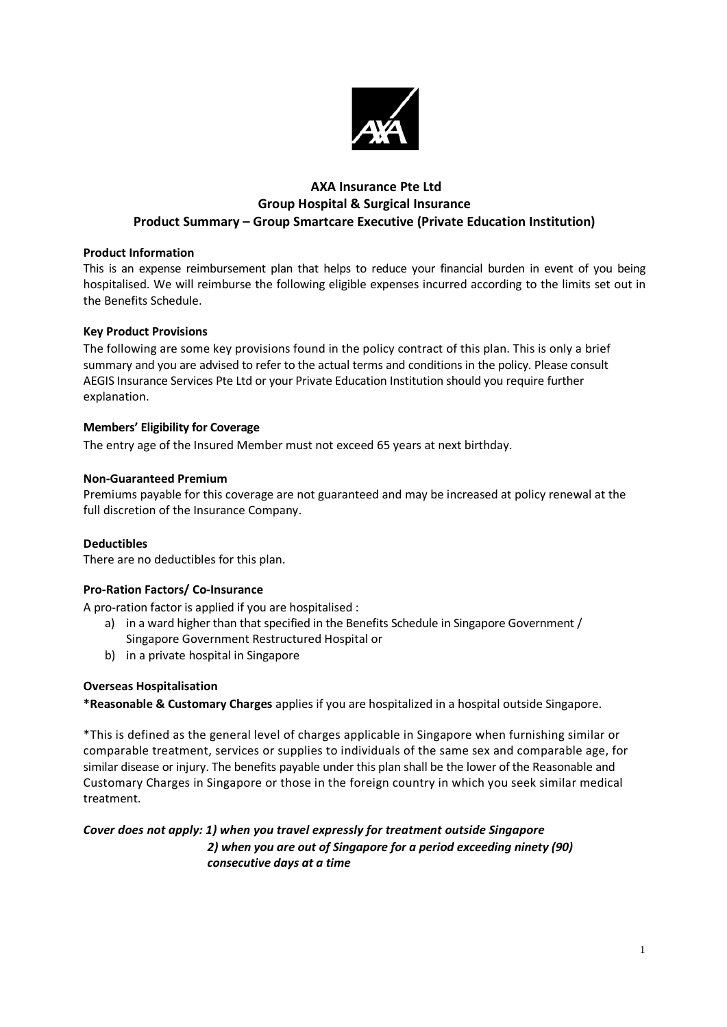# AXA Insurance Pte Ltd
## Group Hospital & Surgical Insurance
## Product Summary – Group Smartcare Executive (Private Education Institution)

**Product Information**

This is an expense reimbursement plan that helps to reduce your financial burden in event of you being hospitalised. We will reimburse the following eligible expenses incurred according to the limits set out in the Benefits Schedule.

**Key Product Provisions**

The following are some key provisions found in the policy contract of this plan. This is only a brief summary and you are advised to refer to the actual terms and conditions in the policy. Please consult AEGIS Insurance Services Pte Ltd or your Private Education Institution should you require further explanation.

**Members' Eligibility for Coverage**

The entry age of the Insured Member must not exceed 65 years at next birthday.

**Non-Guaranteed Premium**

Premiums payable for this coverage are not guaranteed and may be increased at policy renewal at the full discretion of the Insurance Company.

**Deductibles**

There are no deductibles for this plan.

**Pro-Ration Factors/ Co-Insurance**

A pro-ration factor is applied if you are hospitalised :

a) in a ward higher than that specified in the Benefits Schedule in Singapore Government / Singapore Government Restructured Hospital or
b) in a private hospital in Singapore

**Overseas Hospitalisation**

**\*Reasonable & Customary Charges** applies if you are hospitalized in a hospital outside Singapore.

*This is defined as the general level of charges applicable in Singapore when furnishing similar or comparable treatment, services or supplies to individuals of the same sex and comparable age, for similar disease or injury. The benefits payable under this plan shall be the lower of the Reasonable and Customary Charges in Singapore or those in the foreign country in which you seek similar medical treatment.

***Cover does not apply: 1) when you travel expressly for treatment outside Singapore***
***2) when you are out of Singapore for a period exceeding ninety (90) consecutive days at a time***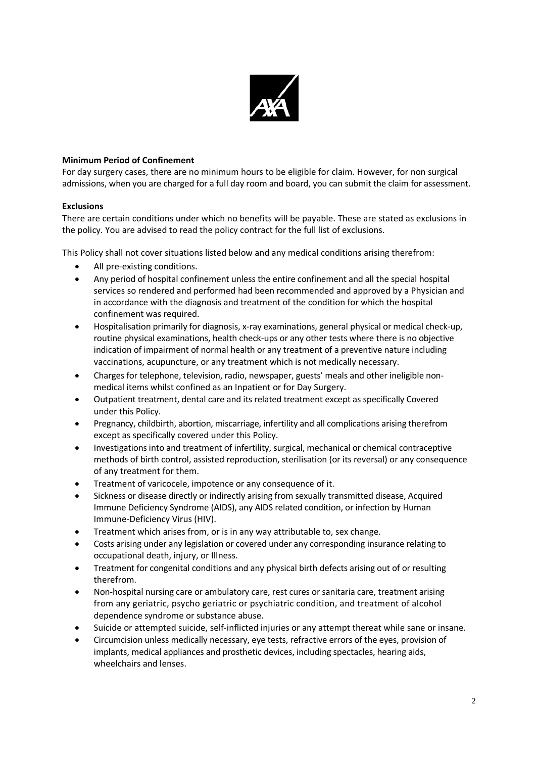**Minimum Period of Confinement**

For day surgery cases, there are no minimum hours to be eligible for claim. However, for non surgical admissions, when you are charged for a full day room and board, you can submit the claim for assessment.

**Exclusions**

There are certain conditions under which no benefits will be payable. These are stated as exclusions in the policy. You are advised to read the policy contract for the full list of exclusions.

This Policy shall not cover situations listed below and any medical conditions arising therefrom:

- All pre-existing conditions.
- Any period of hospital confinement unless the entire confinement and all the special hospital services so rendered and performed had been recommended and approved by a Physician and in accordance with the diagnosis and treatment of the condition for which the hospital confinement was required.
- Hospitalisation primarily for diagnosis, x-ray examinations, general physical or medical check-up, routine physical examinations, health check-ups or any other tests where there is no objective indication of impairment of normal health or any treatment of a preventive nature including vaccinations, acupuncture, or any treatment which is not medically necessary.
- Charges for telephone, television, radio, newspaper, guests' meals and other ineligible non-medical items whilst confined as an Inpatient or for Day Surgery.
- Outpatient treatment, dental care and its related treatment except as specifically Covered under this Policy.
- Pregnancy, childbirth, abortion, miscarriage, infertility and all complications arising therefrom except as specifically covered under this Policy.
- Investigations into and treatment of infertility, surgical, mechanical or chemical contraceptive methods of birth control, assisted reproduction, sterilisation (or its reversal) or any consequence of any treatment for them.
- Treatment of varicocele, impotence or any consequence of it.
- Sickness or disease directly or indirectly arising from sexually transmitted disease, Acquired Immune Deficiency Syndrome (AIDS), any AIDS related condition, or infection by Human Immune-Deficiency Virus (HIV).
- Treatment which arises from, or is in any way attributable to, sex change.
- Costs arising under any legislation or covered under any corresponding insurance relating to occupational death, injury, or Illness.
- Treatment for congenital conditions and any physical birth defects arising out of or resulting therefrom.
- Non-hospital nursing care or ambulatory care, rest cures or sanitaria care, treatment arising from any geriatric, psycho geriatric or psychiatric condition, and treatment of alcohol dependence syndrome or substance abuse.
- Suicide or attempted suicide, self-inflicted injuries or any attempt thereat while sane or insane.
- Circumcision unless medically necessary, eye tests, refractive errors of the eyes, provision of implants, medical appliances and prosthetic devices, including spectacles, hearing aids, wheelchairs and lenses.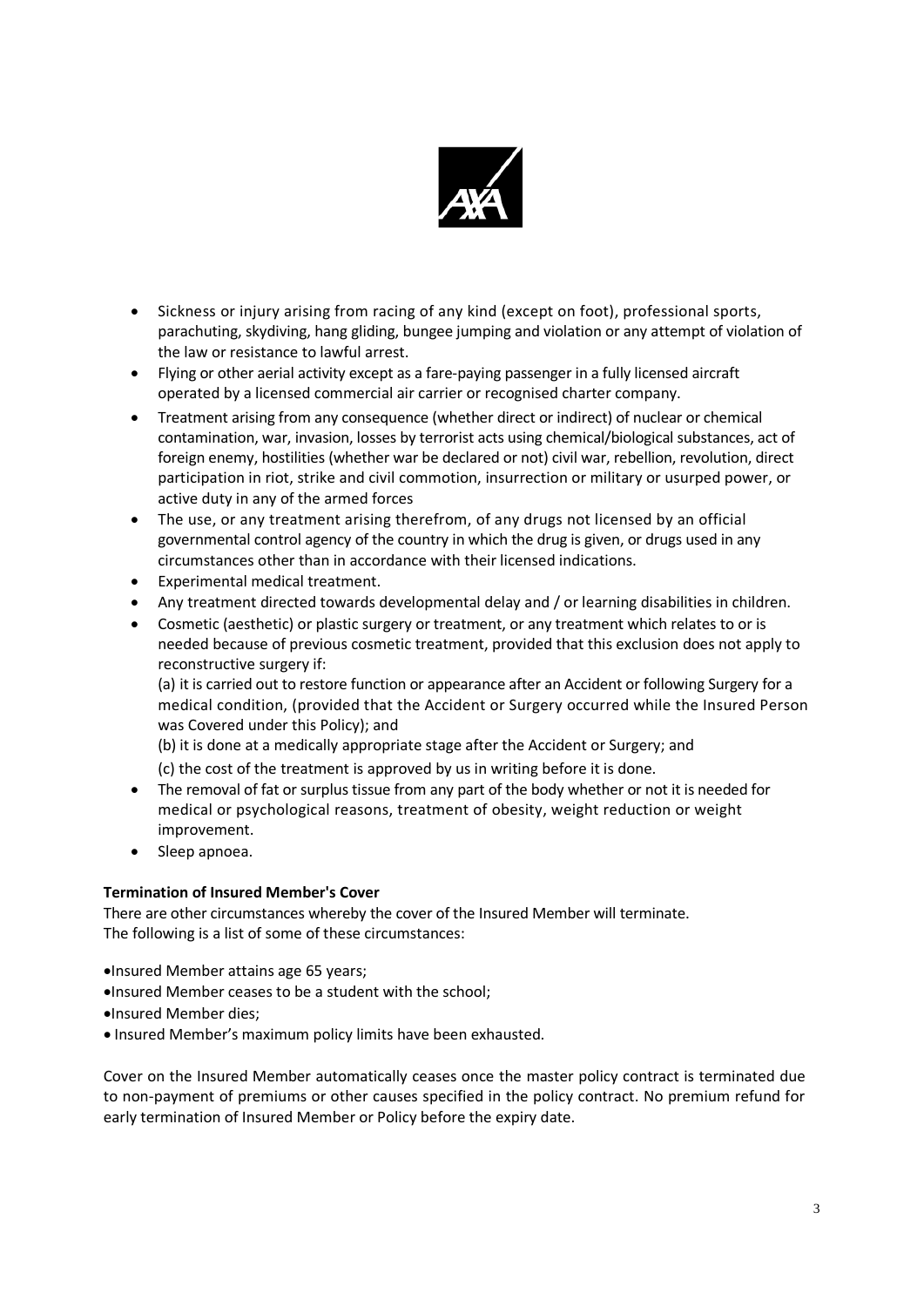- Sickness or injury arising from racing of any kind (except on foot), professional sports, parachuting, skydiving, hang gliding, bungee jumping and violation or any attempt of violation of the law or resistance to lawful arrest.
- Flying or other aerial activity except as a fare-paying passenger in a fully licensed aircraft operated by a licensed commercial air carrier or recognised charter company.
- Treatment arising from any consequence (whether direct or indirect) of nuclear or chemical contamination, war, invasion, losses by terrorist acts using chemical/biological substances, act of foreign enemy, hostilities (whether war be declared or not) civil war, rebellion, revolution, direct participation in riot, strike and civil commotion, insurrection or military or usurped power, or active duty in any of the armed forces
- The use, or any treatment arising therefrom, of any drugs not licensed by an official governmental control agency of the country in which the drug is given, or drugs used in any circumstances other than in accordance with their licensed indications.
- Experimental medical treatment.
- Any treatment directed towards developmental delay and / or learning disabilities in children.
- Cosmetic (aesthetic) or plastic surgery or treatment, or any treatment which relates to or is needed because of previous cosmetic treatment, provided that this exclusion does not apply to reconstructive surgery if:

  (a) it is carried out to restore function or appearance after an Accident or following Surgery for a medical condition, (provided that the Accident or Surgery occurred while the Insured Person was Covered under this Policy); and

  (b) it is done at a medically appropriate stage after the Accident or Surgery; and

  (c) the cost of the treatment is approved by us in writing before it is done.
- The removal of fat or surplus tissue from any part of the body whether or not it is needed for medical or psychological reasons, treatment of obesity, weight reduction or weight improvement.
- Sleep apnoea.

**Termination of Insured Member's Cover**

There are other circumstances whereby the cover of the Insured Member will terminate.
The following is a list of some of these circumstances:

- Insured Member attains age 65 years;
- Insured Member ceases to be a student with the school;
- Insured Member dies;
- Insured Member's maximum policy limits have been exhausted.

Cover on the Insured Member automatically ceases once the master policy contract is terminated due to non-payment of premiums or other causes specified in the policy contract. No premium refund for early termination of Insured Member or Policy before the expiry date.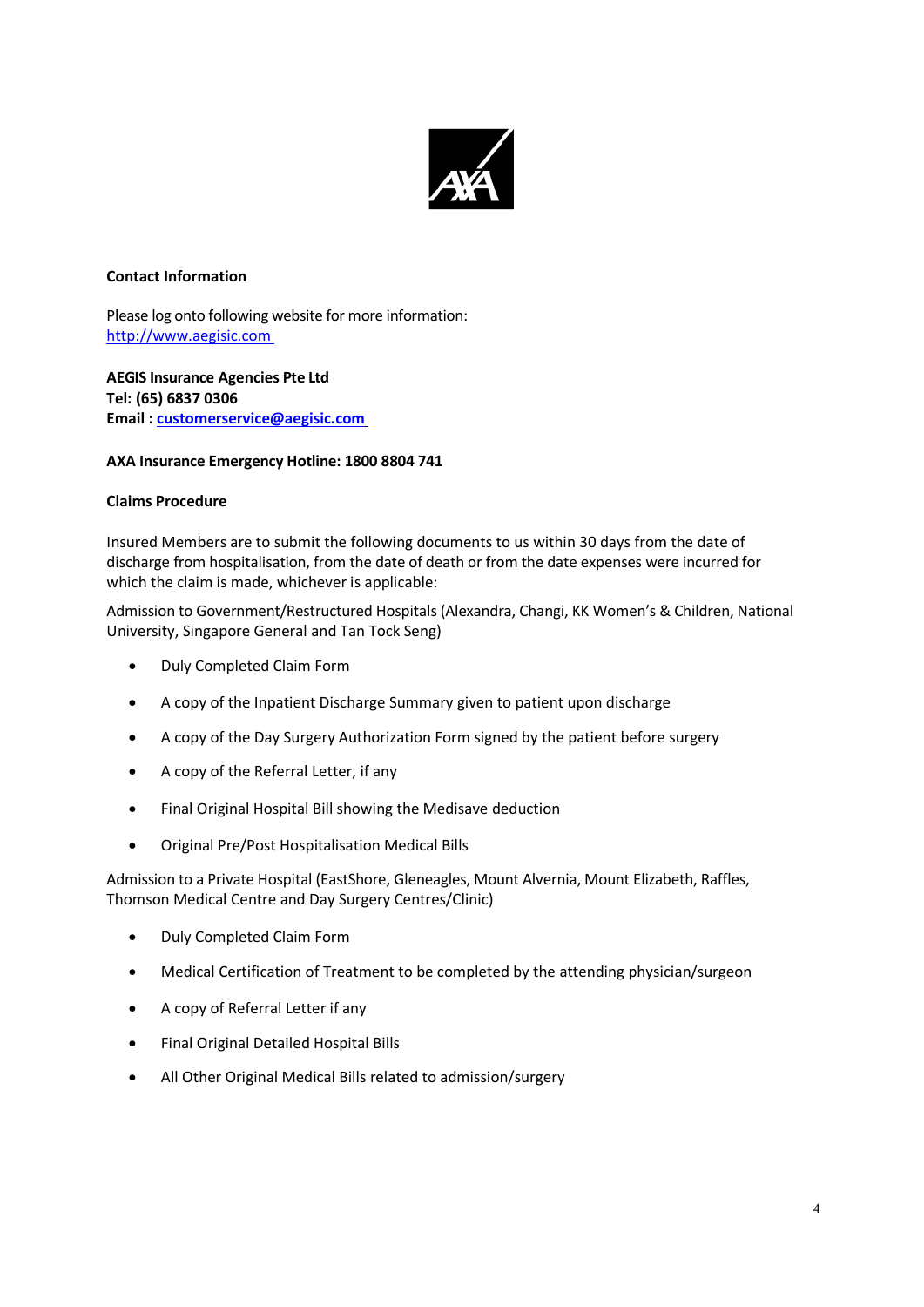**Contact Information**

Please log onto following website for more information:
http://www.aegisic.com

**AEGIS Insurance Agencies Pte Ltd**
**Tel: (65) 6837 0306**
**Email : customerservice@aegisic.com**

**AXA Insurance Emergency Hotline: 1800 8804 741**

**Claims Procedure**

Insured Members are to submit the following documents to us within 30 days from the date of discharge from hospitalisation, from the date of death or from the date expenses were incurred for which the claim is made, whichever is applicable:

Admission to Government/Restructured Hospitals (Alexandra, Changi, KK Women's & Children, National University, Singapore General and Tan Tock Seng)

- Duly Completed Claim Form
- A copy of the Inpatient Discharge Summary given to patient upon discharge
- A copy of the Day Surgery Authorization Form signed by the patient before surgery
- A copy of the Referral Letter, if any
- Final Original Hospital Bill showing the Medisave deduction
- Original Pre/Post Hospitalisation Medical Bills

Admission to a Private Hospital (EastShore, Gleneagles, Mount Alvernia, Mount Elizabeth, Raffles, Thomson Medical Centre and Day Surgery Centres/Clinic)

- Duly Completed Claim Form
- Medical Certification of Treatment to be completed by the attending physician/surgeon
- A copy of Referral Letter if any
- Final Original Detailed Hospital Bills
- All Other Original Medical Bills related to admission/surgery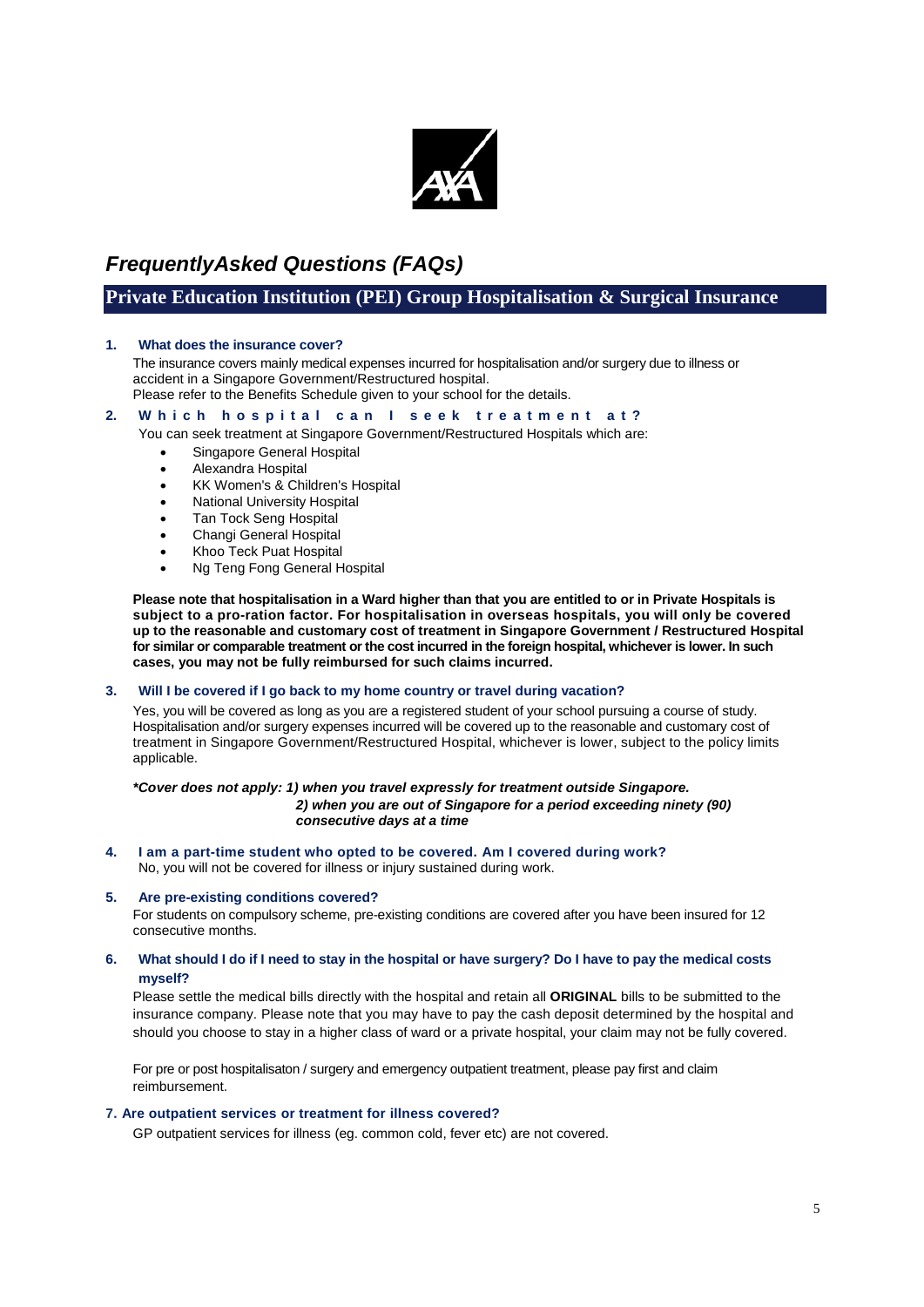# *FrequentlyAsked Questions (FAQs)*

## Private Education Institution (PEI) Group Hospitalisation & Surgical Insurance

**1. What does the insurance cover?**

The insurance covers mainly medical expenses incurred for hospitalisation and/or surgery due to illness or accident in a Singapore Government/Restructured hospital.
Please refer to the Benefits Schedule given to your school for the details.

**2. Which hospital can I seek treatment at?**

You can seek treatment at Singapore Government/Restructured Hospitals which are:

- Singapore General Hospital
- Alexandra Hospital
- KK Women's & Children's Hospital
- National University Hospital
- Tan Tock Seng Hospital
- Changi General Hospital
- Khoo Teck Puat Hospital
- Ng Teng Fong General Hospital

**Please note that hospitalisation in a Ward higher than that you are entitled to or in Private Hospitals is subject to a pro-ration factor. For hospitalisation in overseas hospitals, you will only be covered up to the reasonable and customary cost of treatment in Singapore Government / Restructured Hospital for similar or comparable treatment or the cost incurred in the foreign hospital, whichever is lower. In such cases, you may not be fully reimbursed for such claims incurred.**

**3. Will I be covered if I go back to my home country or travel during vacation?**

Yes, you will be covered as long as you are a registered student of your school pursuing a course of study. Hospitalisation and/or surgery expenses incurred will be covered up to the reasonable and customary cost of treatment in Singapore Government/Restructured Hospital, whichever is lower, subject to the policy limits applicable.

***Cover does not apply: 1) when you travel expressly for treatment outside Singapore.***
***2) when you are out of Singapore for a period exceeding ninety (90) consecutive days at a time***

**4. I am a part-time student who opted to be covered. Am I covered during work?**

No, you will not be covered for illness or injury sustained during work.

**5. Are pre-existing conditions covered?**

For students on compulsory scheme, pre-existing conditions are covered after you have been insured for 12 consecutive months.

**6. What should I do if I need to stay in the hospital or have surgery? Do I have to pay the medical costs myself?**

Please settle the medical bills directly with the hospital and retain all **ORIGINAL** bills to be submitted to the insurance company. Please note that you may have to pay the cash deposit determined by the hospital and should you choose to stay in a higher class of ward or a private hospital, your claim may not be fully covered.

For pre or post hospitalisaton / surgery and emergency outpatient treatment, please pay first and claim reimbursement.

**7. Are outpatient services or treatment for illness covered?**

GP outpatient services for illness (eg. common cold, fever etc) are not covered.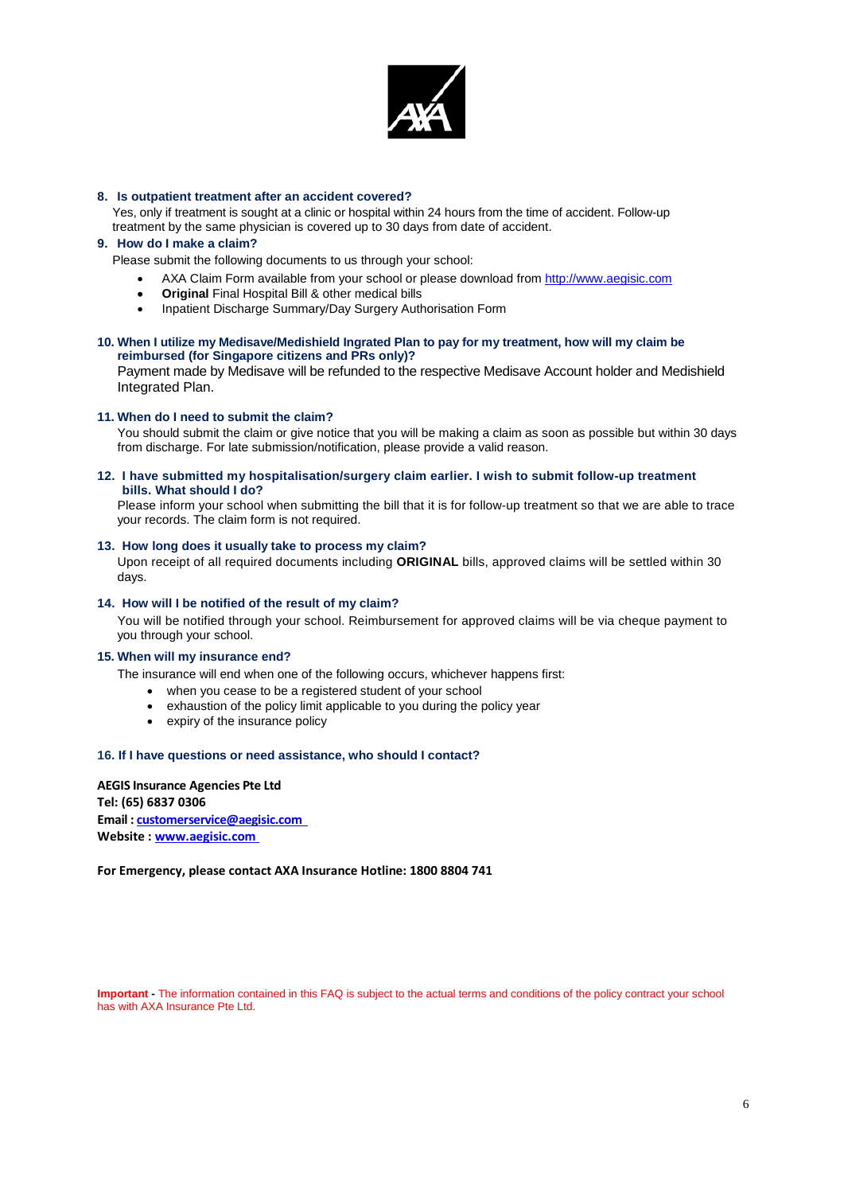### 8. Is outpatient treatment after an accident covered?

Yes, only if treatment is sought at a clinic or hospital within 24 hours from the time of accident. Follow-up treatment by the same physician is covered up to 30 days from date of accident.

### 9. How do I make a claim?

Please submit the following documents to us through your school:

- AXA Claim Form available from your school or please download from [http://www.aegisic.com](http://www.aegisic.com)
- **Original** Final Hospital Bill & other medical bills
- Inpatient Discharge Summary/Day Surgery Authorisation Form

### 10. When I utilize my Medisave/Medishield Ingrated Plan to pay for my treatment, how will my claim be reimbursed (for Singapore citizens and PRs only)?

Payment made by Medisave will be refunded to the respective Medisave Account holder and Medishield Integrated Plan.

### 11. When do I need to submit the claim?

You should submit the claim or give notice that you will be making a claim as soon as possible but within 30 days from discharge. For late submission/notification, please provide a valid reason.

### 12. I have submitted my hospitalisation/surgery claim earlier. I wish to submit follow-up treatment bills. What should I do?

Please inform your school when submitting the bill that it is for follow-up treatment so that we are able to trace your records. The claim form is not required.

### 13. How long does it usually take to process my claim?

Upon receipt of all required documents including **ORIGINAL** bills, approved claims will be settled within 30 days.

### 14. How will I be notified of the result of my claim?

You will be notified through your school. Reimbursement for approved claims will be via cheque payment to you through your school.

### 15. When will my insurance end?

The insurance will end when one of the following occurs, whichever happens first:

- when you cease to be a registered student of your school
- exhaustion of the policy limit applicable to you during the policy year
- expiry of the insurance policy

### 16. If I have questions or need assistance, who should I contact?

**AEGIS Insurance Agencies Pte Ltd**
**Tel: (65) 6837 0306**
**Email : [customerservice@aegisic.com](mailto:customerservice@aegisic.com)**
**Website : [www.aegisic.com](http://www.aegisic.com)**

**For Emergency, please contact AXA Insurance Hotline: 1800 8804 741**

**Important -** The information contained in this FAQ is subject to the actual terms and conditions of the policy contract your school has with AXA Insurance Pte Ltd.